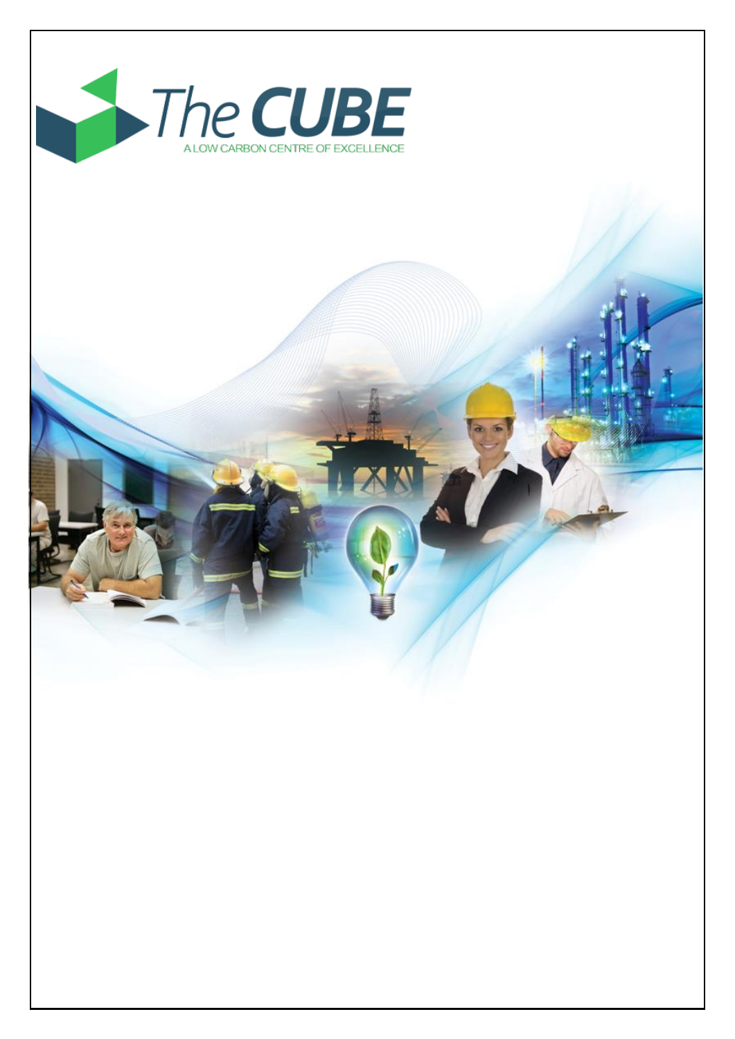# The CUBE

A LOW CARBON CENTRE OF EXCELLENCE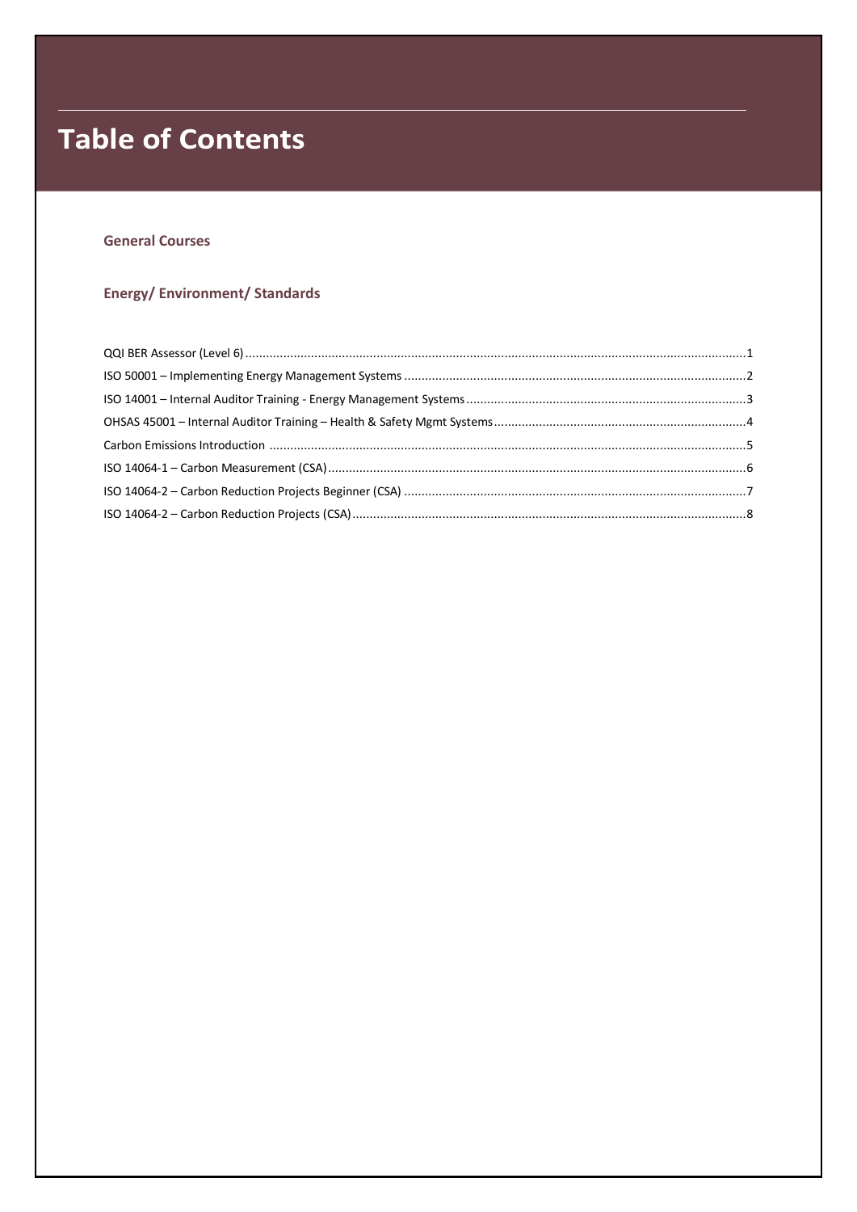# Table of Contents

## General Courses

## Energy/ Environment/ Standards

QQI BER Assessor (Level 6) ....................................................................................................1

ISO 50001 – Implementing Energy Management Systems ....................................................................................................2

ISO 14001 – Internal Auditor Training - Energy Management Systems ....................................................................................................3

OHSAS 45001 – Internal Auditor Training – Health & Safety Mgmt Systems ....................................................................................................4

Carbon Emissions Introduction ....................................................................................................5

ISO 14064-1 – Carbon Measurement (CSA) ....................................................................................................6

ISO 14064-2 – Carbon Reduction Projects Beginner (CSA) ....................................................................................................7

ISO 14064-2 – Carbon Reduction Projects (CSA) ....................................................................................................8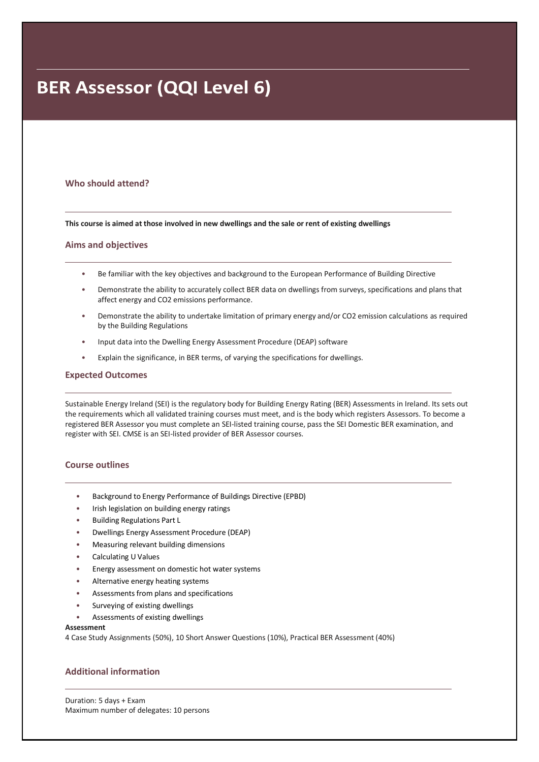# BER Assessor (QQI Level 6)

## Who should attend?

**This course is aimed at those involved in new dwellings and the sale or rent of existing dwellings**

## Aims and objectives

- Be familiar with the key objectives and background to the European Performance of Building Directive
- Demonstrate the ability to accurately collect BER data on dwellings from surveys, specifications and plans that affect energy and $CO_2$ emissions performance.
- Demonstrate the ability to undertake limitation of primary energy and/or $CO_2$ emission calculations as required by the Building Regulations
- Input data into the Dwelling Energy Assessment Procedure (DEAP) software
- Explain the significance, in BER terms, of varying the specifications for dwellings.

## Expected Outcomes

Sustainable Energy Ireland (SEI) is the regulatory body for Building Energy Rating (BER) Assessments in Ireland. Its sets out the requirements which all validated training courses must meet, and is the body which registers Assessors. To become a registered BER Assessor you must complete an SEI-listed training course, pass the SEI Domestic BER examination, and register with SEI. CMSE is an SEI-listed provider of BER Assessor courses.

## Course outlines

- Background to Energy Performance of Buildings Directive (EPBD)
- Irish legislation on building energy ratings
- Building Regulations Part L
- Dwellings Energy Assessment Procedure (DEAP)
- Measuring relevant building dimensions
- Calculating U Values
- Energy assessment on domestic hot water systems
- Alternative energy heating systems
- Assessments from plans and specifications
- Surveying of existing dwellings
- Assessments of existing dwellings

**Assessment**

4 Case Study Assignments (50%), 10 Short Answer Questions (10%), Practical BER Assessment (40%)

## Additional information

Duration: 5 days + Exam
Maximum number of delegates: 10 persons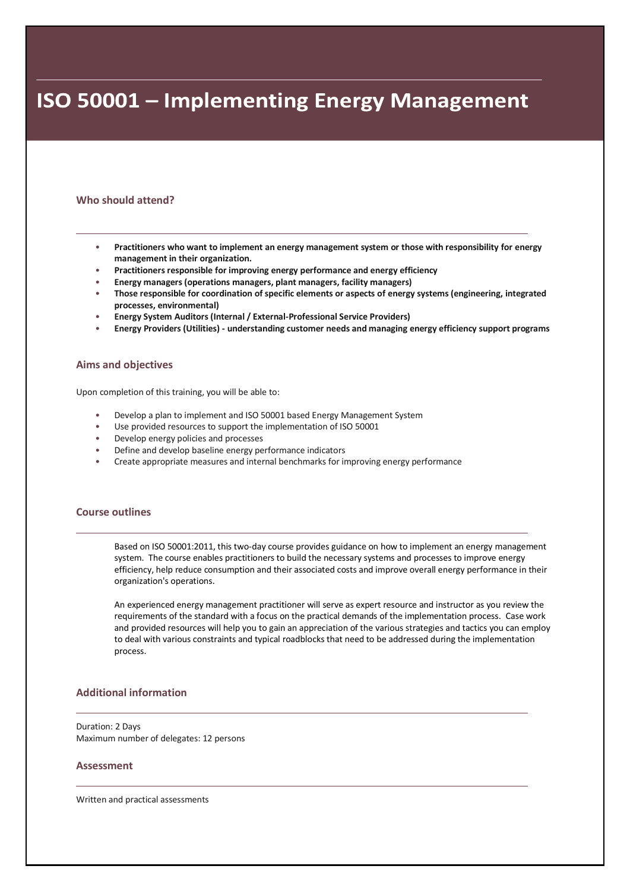# ISO 50001 – Implementing Energy Management

## Who should attend?

- **Practitioners who want to implement an energy management system or those with responsibility for energy management in their organization.**
- **Practitioners responsible for improving energy performance and energy efficiency**
- **Energy managers (operations managers, plant managers, facility managers)**
- **Those responsible for coordination of specific elements or aspects of energy systems (engineering, integrated processes, environmental)**
- **Energy System Auditors (Internal / External-Professional Service Providers)**
- **Energy Providers (Utilities) - understanding customer needs and managing energy efficiency support programs**

## Aims and objectives

Upon completion of this training, you will be able to:

- Develop a plan to implement and ISO 50001 based Energy Management System
- Use provided resources to support the implementation of ISO 50001
- Develop energy policies and processes
- Define and develop baseline energy performance indicators
- Create appropriate measures and internal benchmarks for improving energy performance

## Course outlines

Based on ISO 50001:2011, this two-day course provides guidance on how to implement an energy management system. The course enables practitioners to build the necessary systems and processes to improve energy efficiency, help reduce consumption and their associated costs and improve overall energy performance in their organization's operations.

An experienced energy management practitioner will serve as expert resource and instructor as you review the requirements of the standard with a focus on the practical demands of the implementation process. Case work and provided resources will help you to gain an appreciation of the various strategies and tactics you can employ to deal with various constraints and typical roadblocks that need to be addressed during the implementation process.

## Additional information

Duration: 2 Days
Maximum number of delegates: 12 persons

## Assessment

Written and practical assessments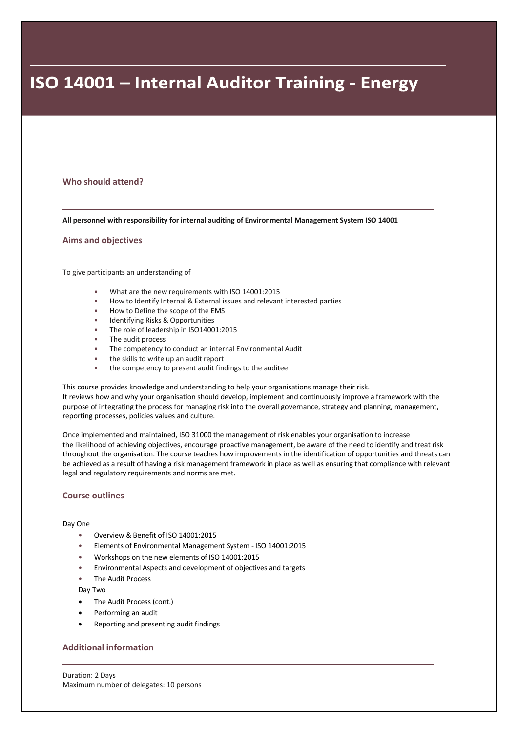# ISO 14001 – Internal Auditor Training - Energy

## Who should attend?

**All personnel with responsibility for internal auditing of Environmental Management System ISO 14001**

## Aims and objectives

To give participants an understanding of

- What are the new requirements with ISO 14001:2015
- How to Identify Internal & External issues and relevant interested parties
- How to Define the scope of the EMS
- Identifying Risks & Opportunities
- The role of leadership in ISO14001:2015
- The audit process
- The competency to conduct an internal Environmental Audit
- the skills to write up an audit report
- the competency to present audit findings to the auditee

This course provides knowledge and understanding to help your organisations manage their risk.
It reviews how and why your organisation should develop, implement and continuously improve a framework with the purpose of integrating the process for managing risk into the overall governance, strategy and planning, management, reporting processes, policies values and culture.

Once implemented and maintained, ISO 31000 the management of risk enables your organisation to increase the likelihood of achieving objectives, encourage proactive management, be aware of the need to identify and treat risk throughout the organisation. The course teaches how improvements in the identification of opportunities and threats can be achieved as a result of having a risk management framework in place as well as ensuring that compliance with relevant legal and regulatory requirements and norms are met.

## Course outlines

Day One

- Overview & Benefit of ISO 14001:2015
- Elements of Environmental Management System - ISO 14001:2015
- Workshops on the new elements of ISO 14001:2015
- Environmental Aspects and development of objectives and targets
- The Audit Process

Day Two

- The Audit Process (cont.)
- Performing an audit
- Reporting and presenting audit findings

## Additional information

Duration: 2 Days
Maximum number of delegates: 10 persons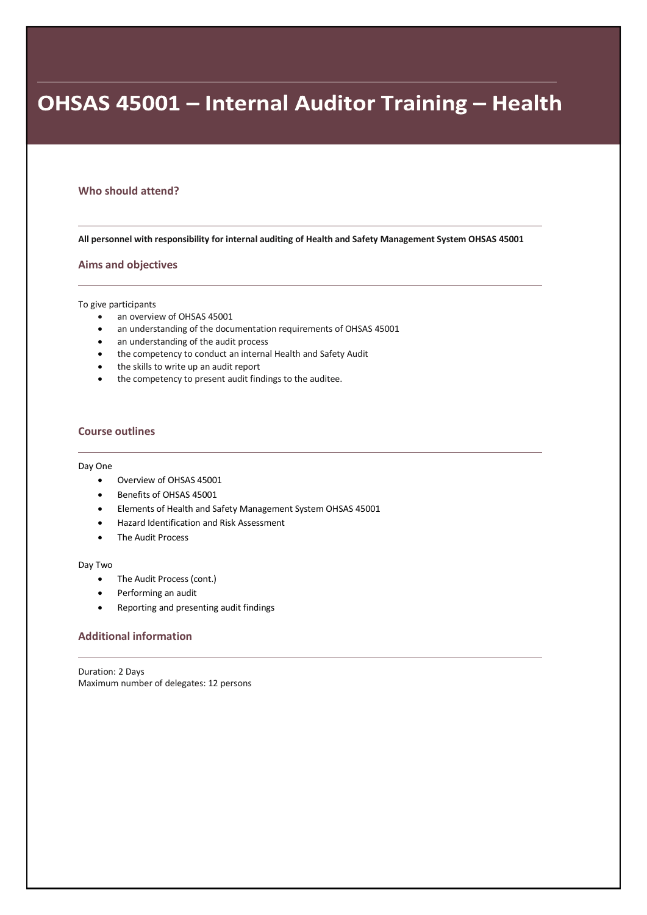# OHSAS 45001 – Internal Auditor Training – Health

## Who should attend?

**All personnel with responsibility for internal auditing of Health and Safety Management System OHSAS 45001**

## Aims and objectives

To give participants

- an overview of OHSAS 45001
- an understanding of the documentation requirements of OHSAS 45001
- an understanding of the audit process
- the competency to conduct an internal Health and Safety Audit
- the skills to write up an audit report
- the competency to present audit findings to the auditee.

## Course outlines

Day One

- Overview of OHSAS 45001
- Benefits of OHSAS 45001
- Elements of Health and Safety Management System OHSAS 45001
- Hazard Identification and Risk Assessment
- The Audit Process

Day Two

- The Audit Process (cont.)
- Performing an audit
- Reporting and presenting audit findings

## Additional information

Duration: 2 Days
Maximum number of delegates: 12 persons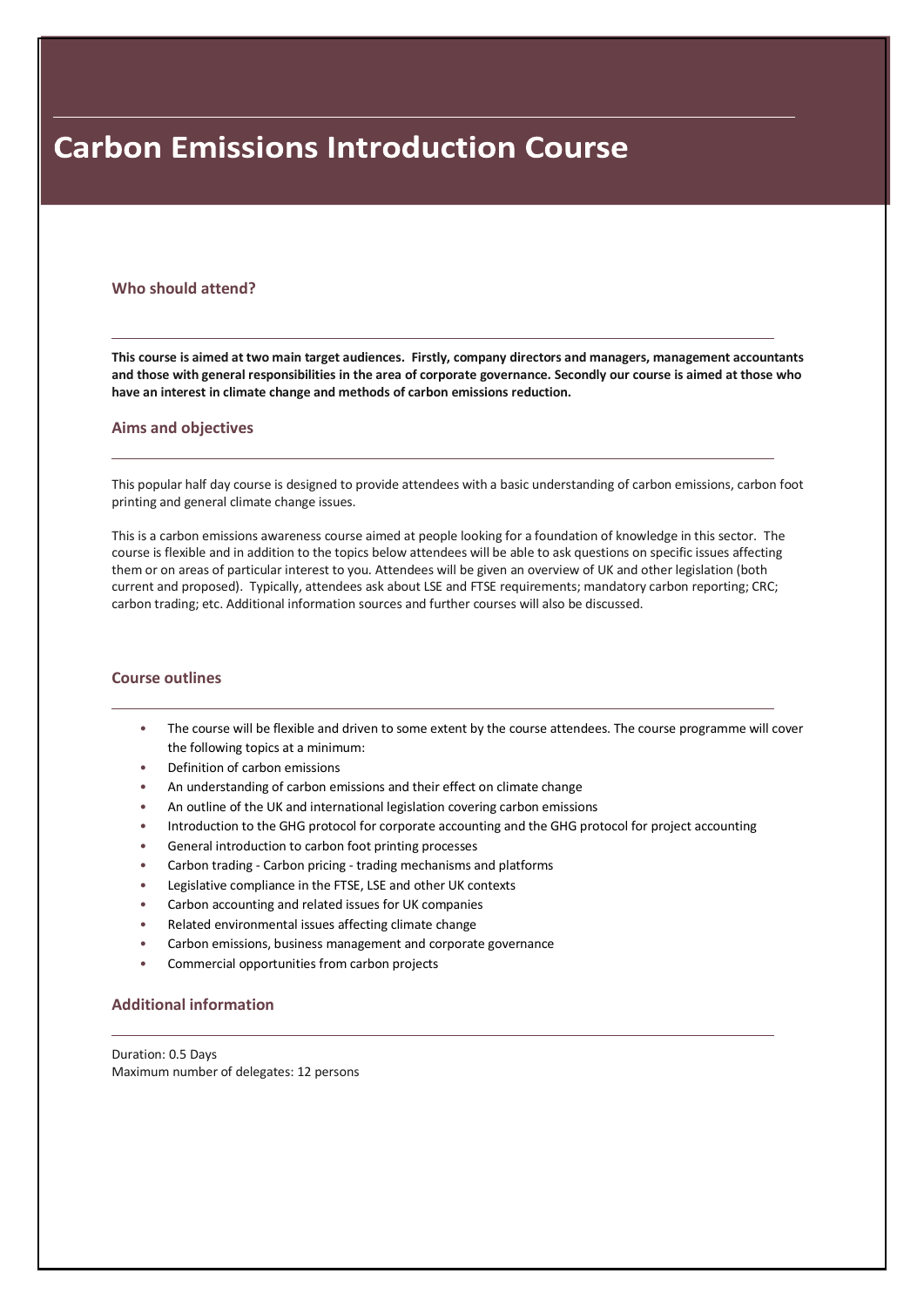# Carbon Emissions Introduction Course

## Who should attend?

**This course is aimed at two main target audiences. Firstly, company directors and managers, management accountants and those with general responsibilities in the area of corporate governance. Secondly our course is aimed at those who have an interest in climate change and methods of carbon emissions reduction.**

## Aims and objectives

This popular half day course is designed to provide attendees with a basic understanding of carbon emissions, carbon foot printing and general climate change issues.

This is a carbon emissions awareness course aimed at people looking for a foundation of knowledge in this sector. The course is flexible and in addition to the topics below attendees will be able to ask questions on specific issues affecting them or on areas of particular interest to you. Attendees will be given an overview of UK and other legislation (both current and proposed). Typically, attendees ask about LSE and FTSE requirements; mandatory carbon reporting; CRC; carbon trading; etc. Additional information sources and further courses will also be discussed.

## Course outlines

- The course will be flexible and driven to some extent by the course attendees. The course programme will cover the following topics at a minimum:
- Definition of carbon emissions
- An understanding of carbon emissions and their effect on climate change
- An outline of the UK and international legislation covering carbon emissions
- Introduction to the GHG protocol for corporate accounting and the GHG protocol for project accounting
- General introduction to carbon foot printing processes
- Carbon trading - Carbon pricing - trading mechanisms and platforms
- Legislative compliance in the FTSE, LSE and other UK contexts
- Carbon accounting and related issues for UK companies
- Related environmental issues affecting climate change
- Carbon emissions, business management and corporate governance
- Commercial opportunities from carbon projects

## Additional information

Duration: 0.5 Days
Maximum number of delegates: 12 persons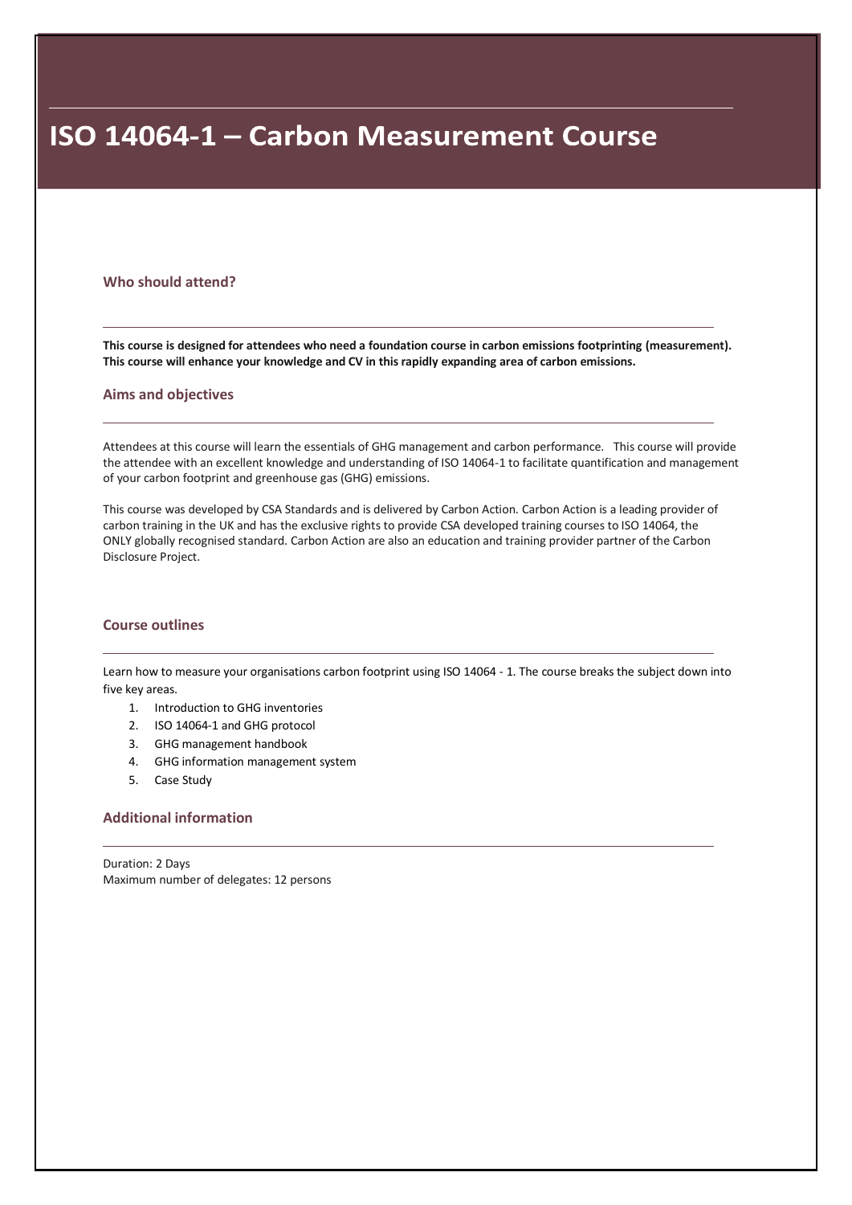# ISO 14064-1 – Carbon Measurement Course

## Who should attend?

**This course is designed for attendees who need a foundation course in carbon emissions footprinting (measurement). This course will enhance your knowledge and CV in this rapidly expanding area of carbon emissions.**

## Aims and objectives

Attendees at this course will learn the essentials of GHG management and carbon performance. This course will provide the attendee with an excellent knowledge and understanding of ISO 14064-1 to facilitate quantification and management of your carbon footprint and greenhouse gas (GHG) emissions.

This course was developed by CSA Standards and is delivered by Carbon Action. Carbon Action is a leading provider of carbon training in the UK and has the exclusive rights to provide CSA developed training courses to ISO 14064, the ONLY globally recognised standard. Carbon Action are also an education and training provider partner of the Carbon Disclosure Project.

## Course outlines

Learn how to measure your organisations carbon footprint using ISO 14064 - 1. The course breaks the subject down into five key areas.

1. Introduction to GHG inventories
2. ISO 14064-1 and GHG protocol
3. GHG management handbook
4. GHG information management system
5. Case Study

## Additional information

Duration: 2 Days
Maximum number of delegates: 12 persons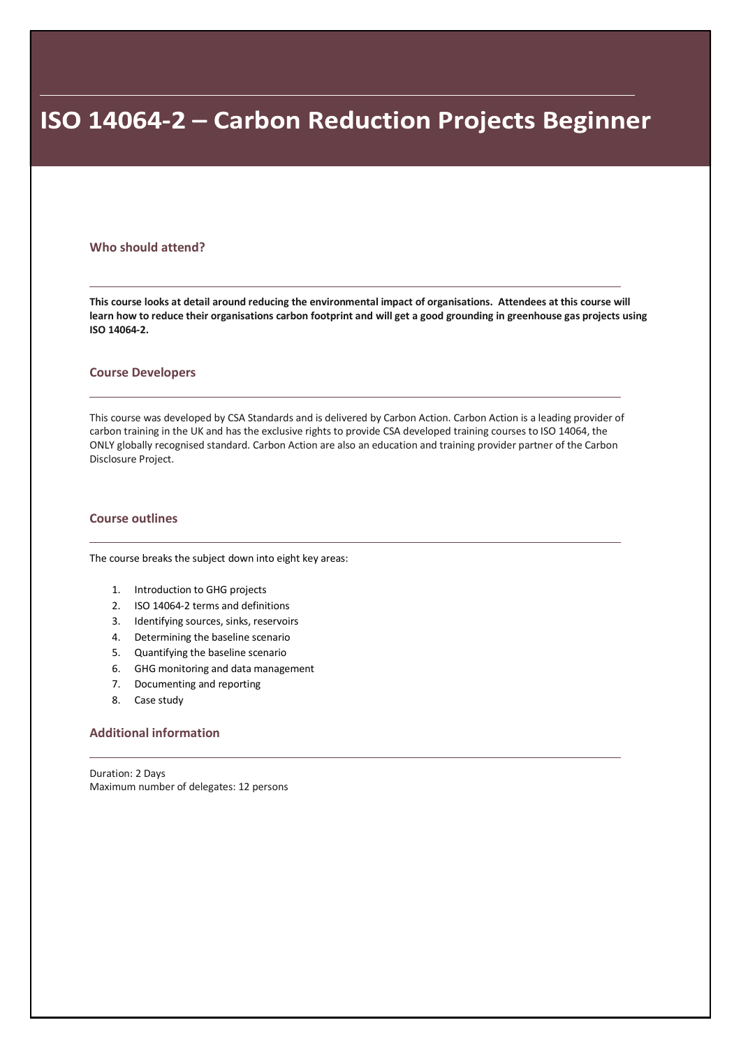# ISO 14064-2 – Carbon Reduction Projects Beginner

## Who should attend?

**This course looks at detail around reducing the environmental impact of organisations. Attendees at this course will learn how to reduce their organisations carbon footprint and will get a good grounding in greenhouse gas projects using ISO 14064-2.**

## Course Developers

This course was developed by CSA Standards and is delivered by Carbon Action. Carbon Action is a leading provider of carbon training in the UK and has the exclusive rights to provide CSA developed training courses to ISO 14064, the ONLY globally recognised standard. Carbon Action are also an education and training provider partner of the Carbon Disclosure Project.

## Course outlines

The course breaks the subject down into eight key areas:

1. Introduction to GHG projects
2. ISO 14064-2 terms and definitions
3. Identifying sources, sinks, reservoirs
4. Determining the baseline scenario
5. Quantifying the baseline scenario
6. GHG monitoring and data management
7. Documenting and reporting
8. Case study

## Additional information

Duration: 2 Days
Maximum number of delegates: 12 persons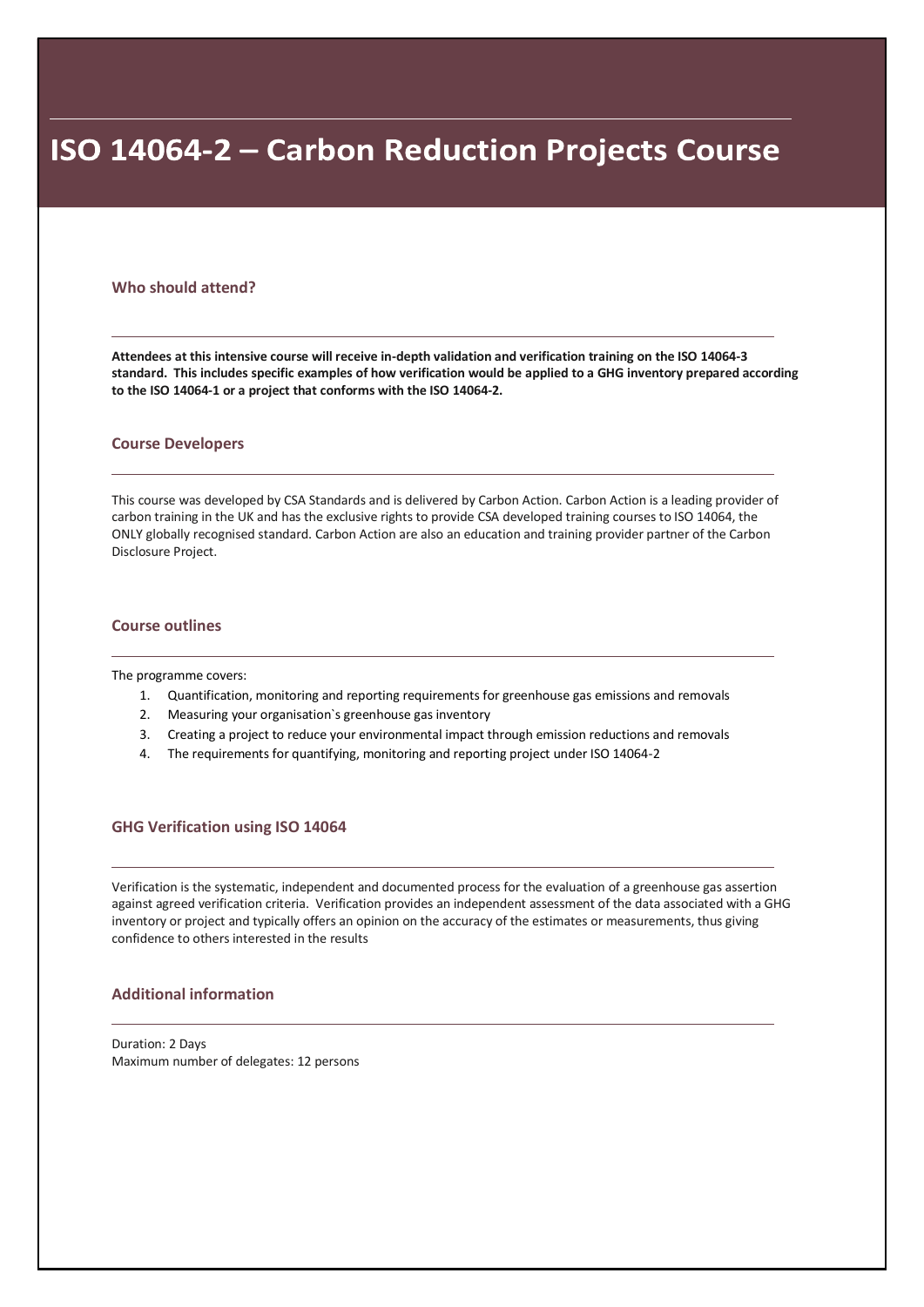# ISO 14064-2 – Carbon Reduction Projects Course

## Who should attend?

**Attendees at this intensive course will receive in-depth validation and verification training on the ISO 14064-3 standard. This includes specific examples of how verification would be applied to a GHG inventory prepared according to the ISO 14064-1 or a project that conforms with the ISO 14064-2.**

## Course Developers

This course was developed by CSA Standards and is delivered by Carbon Action. Carbon Action is a leading provider of carbon training in the UK and has the exclusive rights to provide CSA developed training courses to ISO 14064, the ONLY globally recognised standard. Carbon Action are also an education and training provider partner of the Carbon Disclosure Project.

## Course outlines

The programme covers:

1. Quantification, monitoring and reporting requirements for greenhouse gas emissions and removals
2. Measuring your organisation`s greenhouse gas inventory
3. Creating a project to reduce your environmental impact through emission reductions and removals
4. The requirements for quantifying, monitoring and reporting project under ISO 14064-2

## GHG Verification using ISO 14064

Verification is the systematic, independent and documented process for the evaluation of a greenhouse gas assertion against agreed verification criteria. Verification provides an independent assessment of the data associated with a GHG inventory or project and typically offers an opinion on the accuracy of the estimates or measurements, thus giving confidence to others interested in the results

## Additional information

Duration: 2 Days
Maximum number of delegates: 12 persons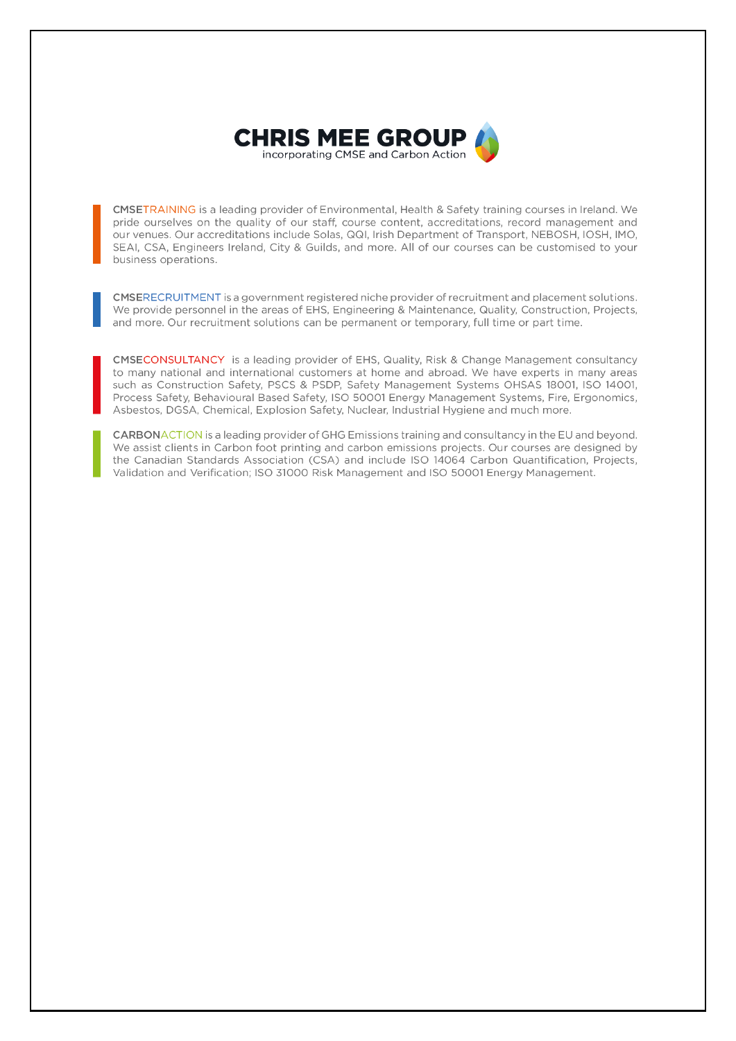**CHRIS MEE GROUP**
incorporating CMSE and Carbon Action

**CMSE**TRAINING is a leading provider of Environmental, Health & Safety training courses in Ireland. We pride ourselves on the quality of our staff, course content, accreditations, record management and our venues. Our accreditations include Solas, QQI, Irish Department of Transport, NEBOSH, IOSH, IMO, SEAI, CSA, Engineers Ireland, City & Guilds, and more. All of our courses can be customised to your business operations.

**CMSE**RECRUITMENT is a government registered niche provider of recruitment and placement solutions. We provide personnel in the areas of EHS, Engineering & Maintenance, Quality, Construction, Projects, and more. Our recruitment solutions can be permanent or temporary, full time or part time.

**CMSE**CONSULTANCY is a leading provider of EHS, Quality, Risk & Change Management consultancy to many national and international customers at home and abroad. We have experts in many areas such as Construction Safety, PSCS & PSDP, Safety Management Systems OHSAS 18001, ISO 14001, Process Safety, Behavioural Based Safety, ISO 50001 Energy Management Systems, Fire, Ergonomics, Asbestos, DGSA, Chemical, Explosion Safety, Nuclear, Industrial Hygiene and much more.

**CARBON**ACTION is a leading provider of GHG Emissions training and consultancy in the EU and beyond. We assist clients in Carbon foot printing and carbon emissions projects. Our courses are designed by the Canadian Standards Association (CSA) and include ISO 14064 Carbon Quantification, Projects, Validation and Verification; ISO 31000 Risk Management and ISO 50001 Energy Management.